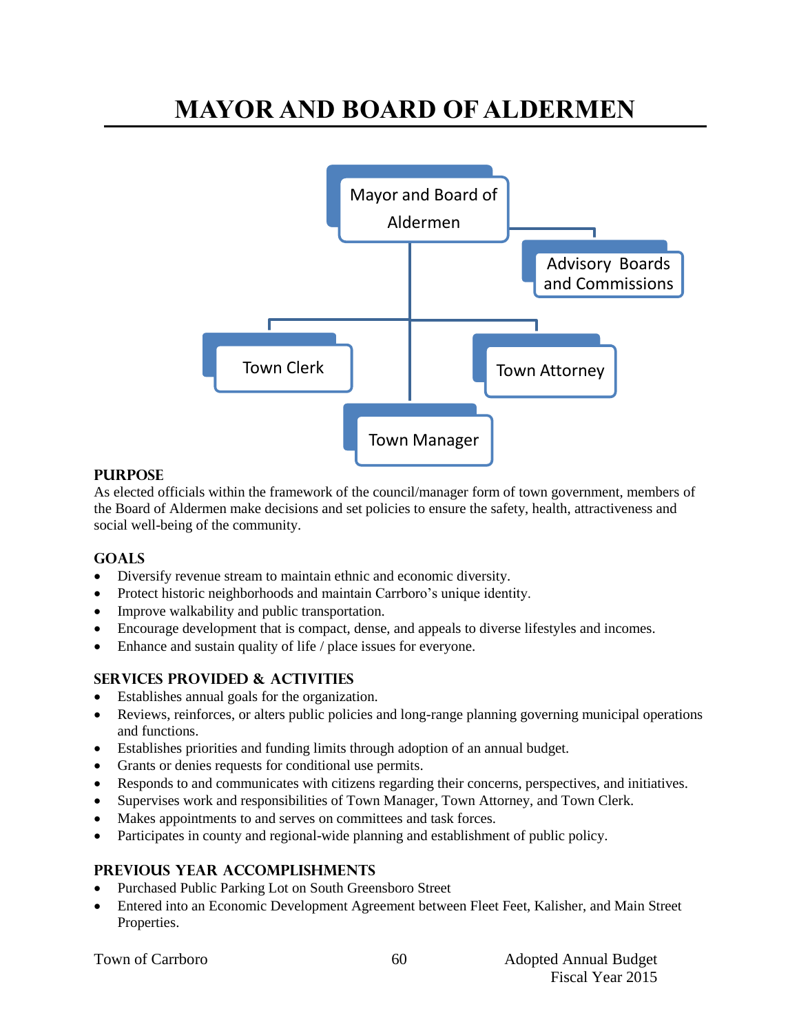# MAYOR AND BOARD OF ALDERMEN

Mayor and Board of Aldermen

Advisory Boards and Commissions

Town Clerk

Town Attorney

Town Manager

## PURPOSE

As elected officials within the framework of the council/manager form of town government, members of the Board of Aldermen make decisions and set policies to ensure the safety, health, attractiveness and social well-being of the community.

## GOALS

- Diversify revenue stream to maintain ethnic and economic diversity.
- Protect historic neighborhoods and maintain Carrboro's unique identity.
- Improve walkability and public transportation.
- Encourage development that is compact, dense, and appeals to diverse lifestyles and incomes.
- Enhance and sustain quality of life / place issues for everyone.

## SERVICES PROVIDED & ACTIVITIES

- Establishes annual goals for the organization.
- Reviews, reinforces, or alters public policies and long-range planning governing municipal operations and functions.
- Establishes priorities and funding limits through adoption of an annual budget.
- Grants or denies requests for conditional use permits.
- Responds to and communicates with citizens regarding their concerns, perspectives, and initiatives.
- Supervises work and responsibilities of Town Manager, Town Attorney, and Town Clerk.
- Makes appointments to and serves on committees and task forces.
- Participates in county and regional-wide planning and establishment of public policy.

## PREVIOUS YEAR ACCOMPLISHMENTS

- Purchased Public Parking Lot on South Greensboro Street
- Entered into an Economic Development Agreement between Fleet Feet, Kalisher, and Main Street Properties.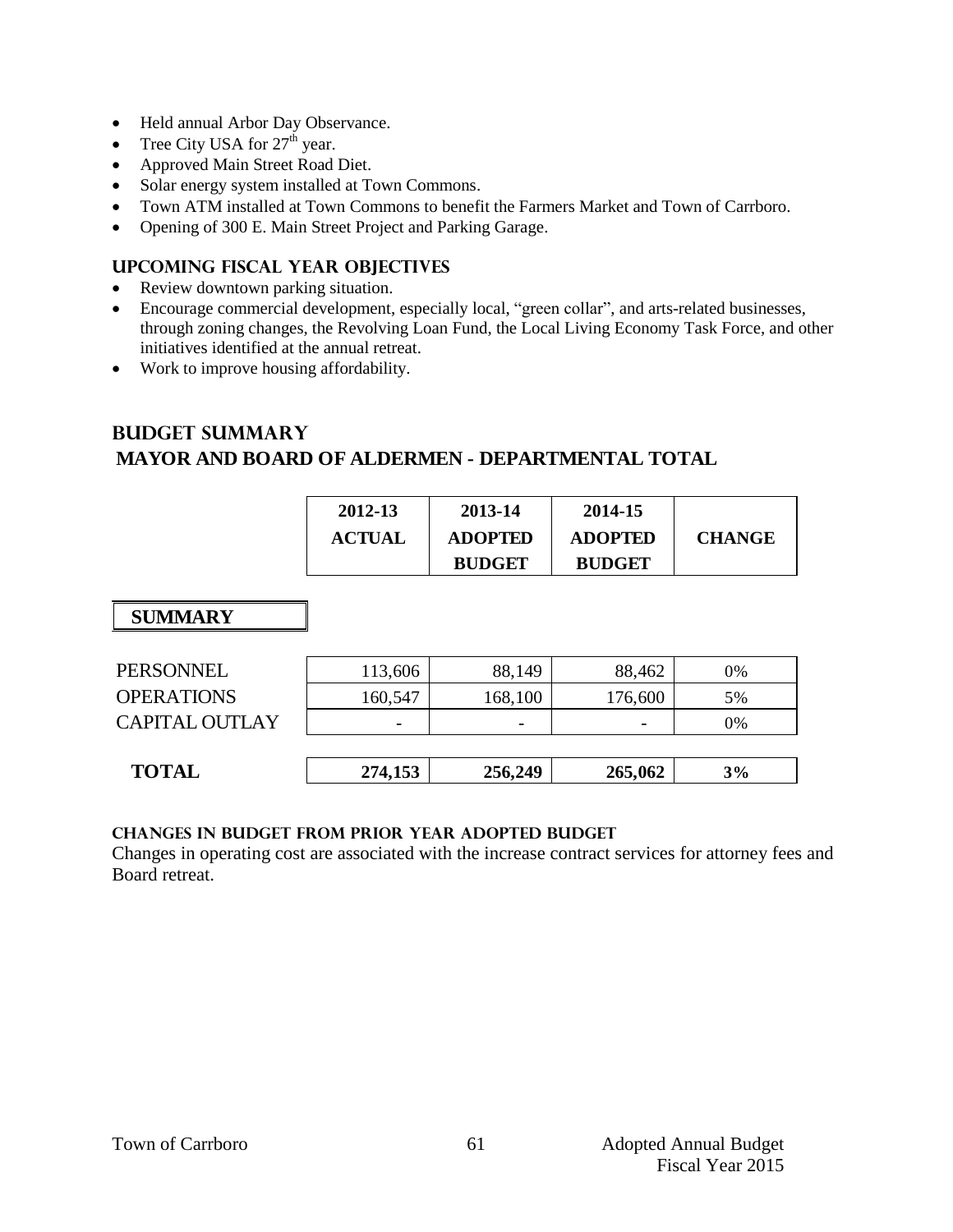- Held annual Arbor Day Observance.
- Tree City USA for 27th year.
- Approved Main Street Road Diet.
- Solar energy system installed at Town Commons.
- Town ATM installed at Town Commons to benefit the Farmers Market and Town of Carrboro.
- Opening of 300 E. Main Street Project and Parking Garage.

### UPCOMING FISCAL YEAR OBJECTIVES

- Review downtown parking situation.
- Encourage commercial development, especially local, "green collar", and arts-related businesses, through zoning changes, the Revolving Loan Fund, the Local Living Economy Task Force, and other initiatives identified at the annual retreat.
- Work to improve housing affordability.

## BUDGET SUMMARY

## MAYOR AND BOARD OF ALDERMEN - DEPARTMENTAL TOTAL

| | 2012-13 ACTUAL | 2013-14 ADOPTED BUDGET | 2014-15 ADOPTED BUDGET | CHANGE |
|---|---|---|---|---|
| **SUMMARY** | | | | |
| PERSONNEL | 113,606 | 88,149 | 88,462 | 0% |
| OPERATIONS | 160,547 | 168,100 | 176,600 | 5% |
| CAPITAL OUTLAY | - | - | - | 0% |
| **TOTAL** | **274,153** | **256,249** | **265,062** | **3%** |

#### CHANGES IN BUDGET FROM PRIOR YEAR ADOPTED BUDGET

Changes in operating cost are associated with the increase contract services for attorney fees and Board retreat.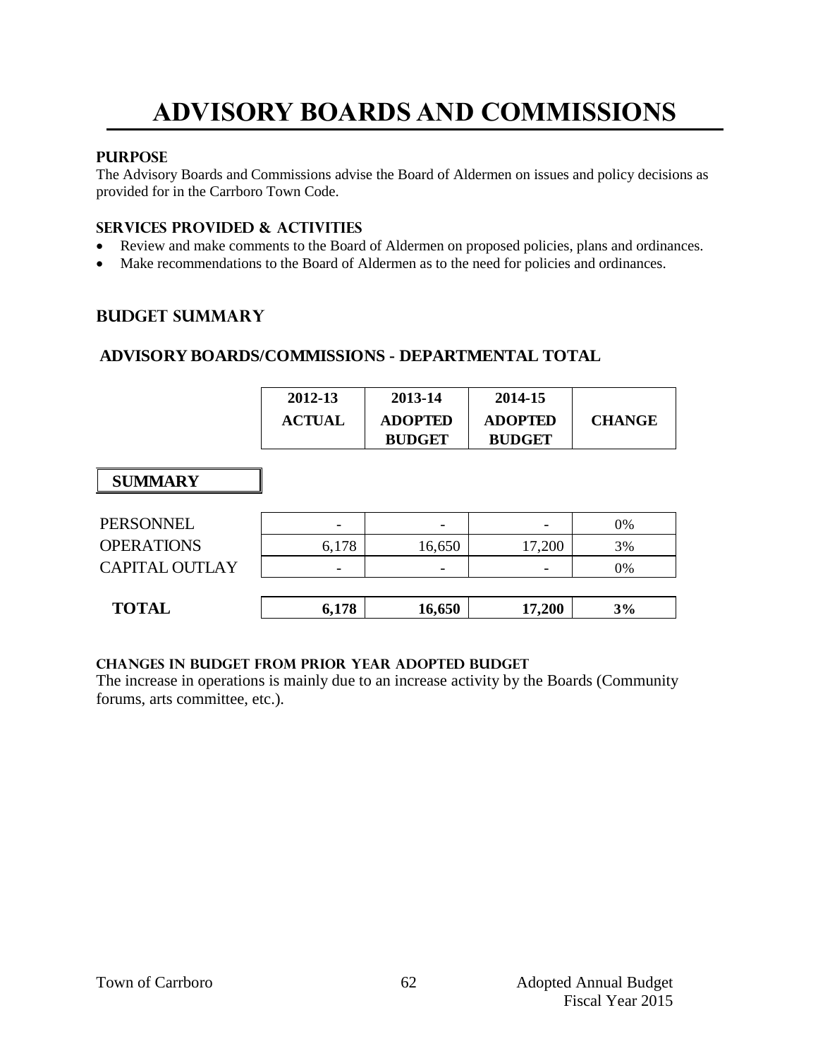# ADVISORY BOARDS AND COMMISSIONS

### PURPOSE

The Advisory Boards and Commissions advise the Board of Aldermen on issues and policy decisions as provided for in the Carrboro Town Code.

### SERVICES PROVIDED & ACTIVITIES

- Review and make comments to the Board of Aldermen on proposed policies, plans and ordinances.
- Make recommendations to the Board of Aldermen as to the need for policies and ordinances.

## BUDGET SUMMARY

### ADVISORY BOARDS/COMMISSIONS - DEPARTMENTAL TOTAL

| | 2012-13 ACTUAL | 2013-14 ADOPTED BUDGET | 2014-15 ADOPTED BUDGET | CHANGE |
|---|---|---|---|---|
| **SUMMARY** | | | | |
| PERSONNEL | - | - | - | 0% |
| OPERATIONS | 6,178 | 16,650 | 17,200 | 3% |
| CAPITAL OUTLAY | - | - | - | 0% |
| **TOTAL** | **6,178** | **16,650** | **17,200** | **3%** |

### CHANGES IN BUDGET FROM PRIOR YEAR ADOPTED BUDGET

The increase in operations is mainly due to an increase activity by the Boards (Community forums, arts committee, etc.).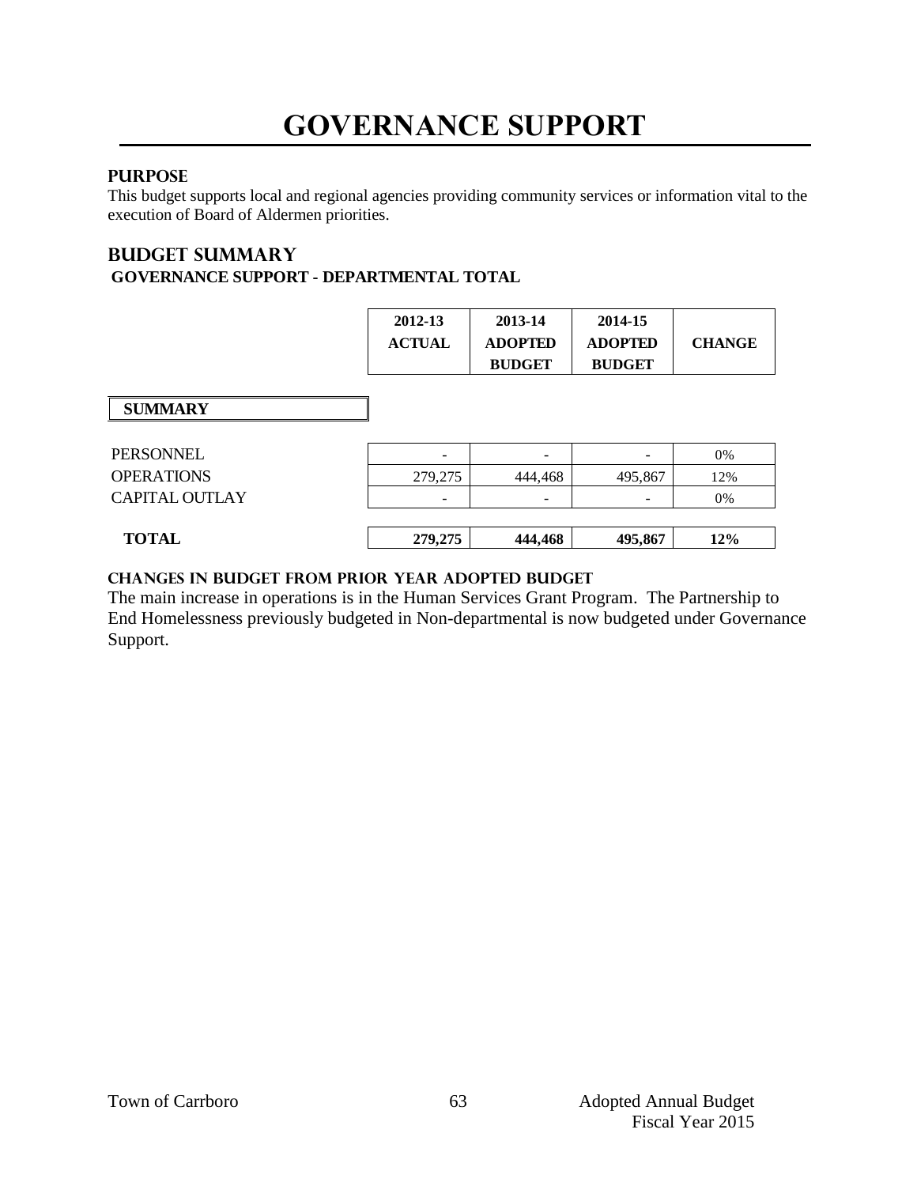# GOVERNANCE SUPPORT

## PURPOSE

This budget supports local and regional agencies providing community services or information vital to the execution of Board of Aldermen priorities.

## BUDGET SUMMARY

### GOVERNANCE SUPPORT - DEPARTMENTAL TOTAL

| | 2012-13 ACTUAL | 2013-14 ADOPTED BUDGET | 2014-15 ADOPTED BUDGET | CHANGE |
|---|---|---|---|---|
| **SUMMARY** | | | | |
| PERSONNEL | - | - | - | 0% |
| OPERATIONS | 279,275 | 444,468 | 495,867 | 12% |
| CAPITAL OUTLAY | - | - | - | 0% |
| **TOTAL** | **279,275** | **444,468** | **495,867** | **12%** |

### CHANGES IN BUDGET FROM PRIOR YEAR ADOPTED BUDGET

The main increase in operations is in the Human Services Grant Program. The Partnership to End Homelessness previously budgeted in Non-departmental is now budgeted under Governance Support.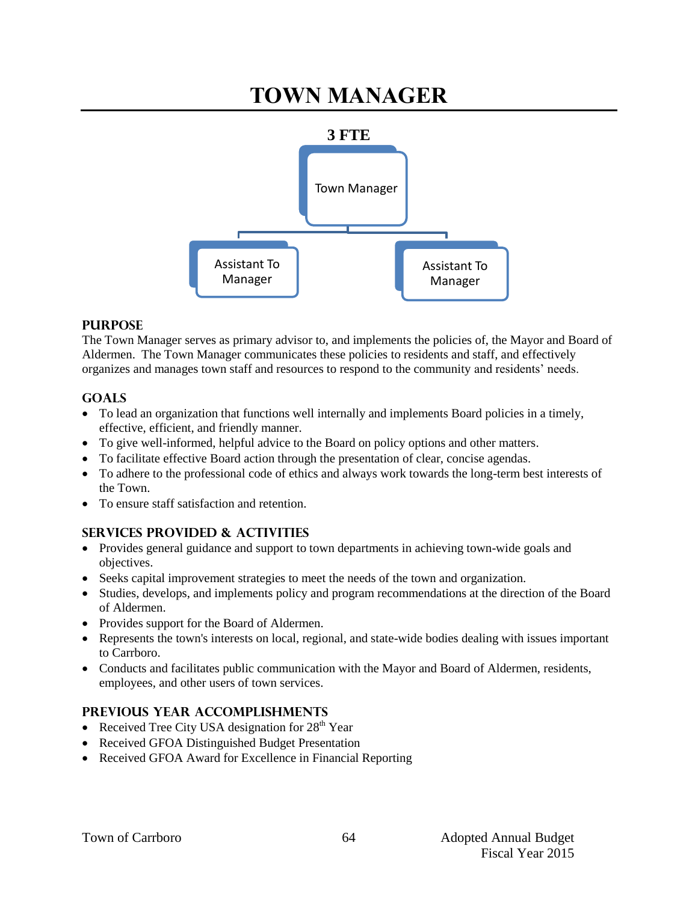# TOWN MANAGER

**3 FTE**

Town Manager

Assistant To Manager

Assistant To Manager

## PURPOSE

The Town Manager serves as primary advisor to, and implements the policies of, the Mayor and Board of Aldermen. The Town Manager communicates these policies to residents and staff, and effectively organizes and manages town staff and resources to respond to the community and residents' needs.

## GOALS

- To lead an organization that functions well internally and implements Board policies in a timely, effective, efficient, and friendly manner.
- To give well-informed, helpful advice to the Board on policy options and other matters.
- To facilitate effective Board action through the presentation of clear, concise agendas.
- To adhere to the professional code of ethics and always work towards the long-term best interests of the Town.
- To ensure staff satisfaction and retention.

## SERVICES PROVIDED & ACTIVITIES

- Provides general guidance and support to town departments in achieving town-wide goals and objectives.
- Seeks capital improvement strategies to meet the needs of the town and organization.
- Studies, develops, and implements policy and program recommendations at the direction of the Board of Aldermen.
- Provides support for the Board of Aldermen.
- Represents the town's interests on local, regional, and state-wide bodies dealing with issues important to Carrboro.
- Conducts and facilitates public communication with the Mayor and Board of Aldermen, residents, employees, and other users of town services.

## PREVIOUS YEAR ACCOMPLISHMENTS

- Received Tree City USA designation for 28th Year
- Received GFOA Distinguished Budget Presentation
- Received GFOA Award for Excellence in Financial Reporting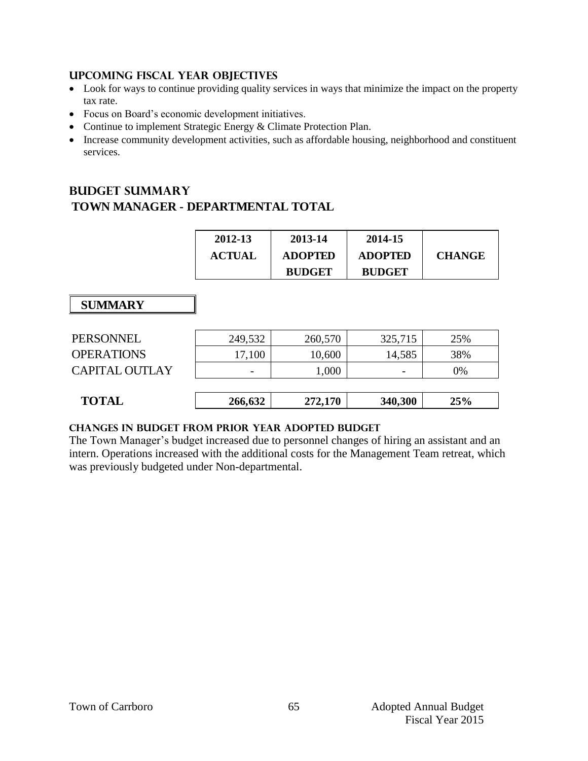### UPCOMING FISCAL YEAR OBJECTIVES

- Look for ways to continue providing quality services in ways that minimize the impact on the property tax rate.
- Focus on Board's economic development initiatives.
- Continue to implement Strategic Energy & Climate Protection Plan.
- Increase community development activities, such as affordable housing, neighborhood and constituent services.

## BUDGET SUMMARY

### TOWN MANAGER - DEPARTMENTAL TOTAL

| | 2012-13 ACTUAL | 2013-14 ADOPTED BUDGET | 2014-15 ADOPTED BUDGET | CHANGE |
|---|---|---|---|---|
| **SUMMARY** | | | | |
| PERSONNEL | 249,532 | 260,570 | 325,715 | 25% |
| OPERATIONS | 17,100 | 10,600 | 14,585 | 38% |
| CAPITAL OUTLAY | - | 1,000 | - | 0% |
| **TOTAL** | **266,632** | **272,170** | **340,300** | **25%** |

#### CHANGES IN BUDGET FROM PRIOR YEAR ADOPTED BUDGET

The Town Manager's budget increased due to personnel changes of hiring an assistant and an intern. Operations increased with the additional costs for the Management Team retreat, which was previously budgeted under Non-departmental.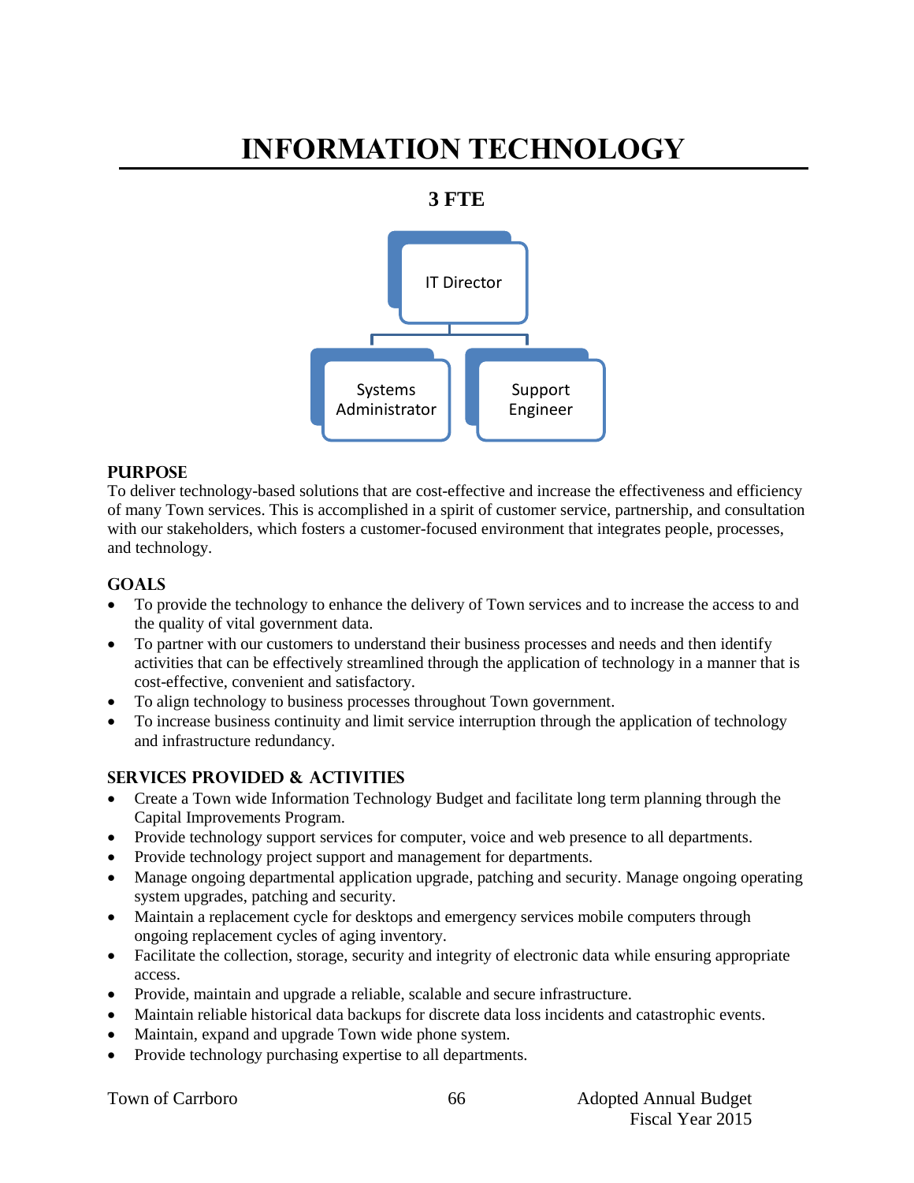# INFORMATION TECHNOLOGY

**3 FTE**

IT Director

Systems Administrator

Support Engineer

## PURPOSE

To deliver technology-based solutions that are cost-effective and increase the effectiveness and efficiency of many Town services. This is accomplished in a spirit of customer service, partnership, and consultation with our stakeholders, which fosters a customer-focused environment that integrates people, processes, and technology.

## GOALS

- To provide the technology to enhance the delivery of Town services and to increase the access to and the quality of vital government data.
- To partner with our customers to understand their business processes and needs and then identify activities that can be effectively streamlined through the application of technology in a manner that is cost-effective, convenient and satisfactory.
- To align technology to business processes throughout Town government.
- To increase business continuity and limit service interruption through the application of technology and infrastructure redundancy.

## SERVICES PROVIDED & ACTIVITIES

- Create a Town wide Information Technology Budget and facilitate long term planning through the Capital Improvements Program.
- Provide technology support services for computer, voice and web presence to all departments.
- Provide technology project support and management for departments.
- Manage ongoing departmental application upgrade, patching and security. Manage ongoing operating system upgrades, patching and security.
- Maintain a replacement cycle for desktops and emergency services mobile computers through ongoing replacement cycles of aging inventory.
- Facilitate the collection, storage, security and integrity of electronic data while ensuring appropriate access.
- Provide, maintain and upgrade a reliable, scalable and secure infrastructure.
- Maintain reliable historical data backups for discrete data loss incidents and catastrophic events.
- Maintain, expand and upgrade Town wide phone system.
- Provide technology purchasing expertise to all departments.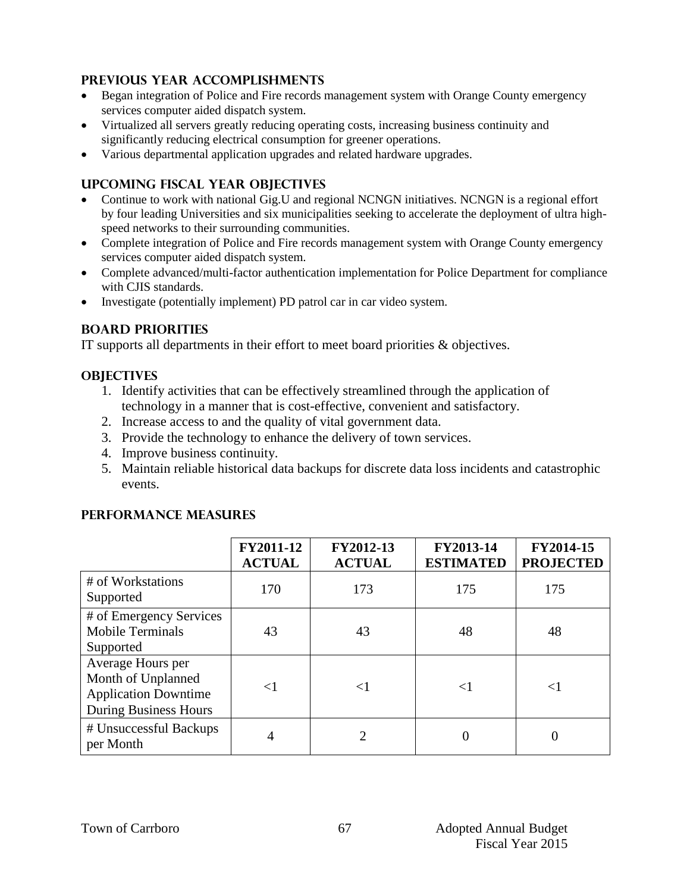## Previous Year Accomplishments

- Began integration of Police and Fire records management system with Orange County emergency services computer aided dispatch system.
- Virtualized all servers greatly reducing operating costs, increasing business continuity and significantly reducing electrical consumption for greener operations.
- Various departmental application upgrades and related hardware upgrades.

## Upcoming Fiscal Year Objectives

- Continue to work with national Gig.U and regional NCNGN initiatives. NCNGN is a regional effort by four leading Universities and six municipalities seeking to accelerate the deployment of ultra high-speed networks to their surrounding communities.
- Complete integration of Police and Fire records management system with Orange County emergency services computer aided dispatch system.
- Complete advanced/multi-factor authentication implementation for Police Department for compliance with CJIS standards.
- Investigate (potentially implement) PD patrol car in car video system.

## Board Priorities

IT supports all departments in their effort to meet board priorities & objectives.

## Objectives

1. Identify activities that can be effectively streamlined through the application of technology in a manner that is cost-effective, convenient and satisfactory.
2. Increase access to and the quality of vital government data.
3. Provide the technology to enhance the delivery of town services.
4. Improve business continuity.
5. Maintain reliable historical data backups for discrete data loss incidents and catastrophic events.

## Performance Measures

| | FY2011-12 ACTUAL | FY2012-13 ACTUAL | FY2013-14 ESTIMATED | FY2014-15 PROJECTED |
|---|---|---|---|---|
| # of Workstations Supported | 170 | 173 | 175 | 175 |
| # of Emergency Services Mobile Terminals Supported | 43 | 43 | 48 | 48 |
| Average Hours per Month of Unplanned Application Downtime During Business Hours | <1 | <1 | <1 | <1 |
| # Unsuccessful Backups per Month | 4 | 2 | 0 | 0 |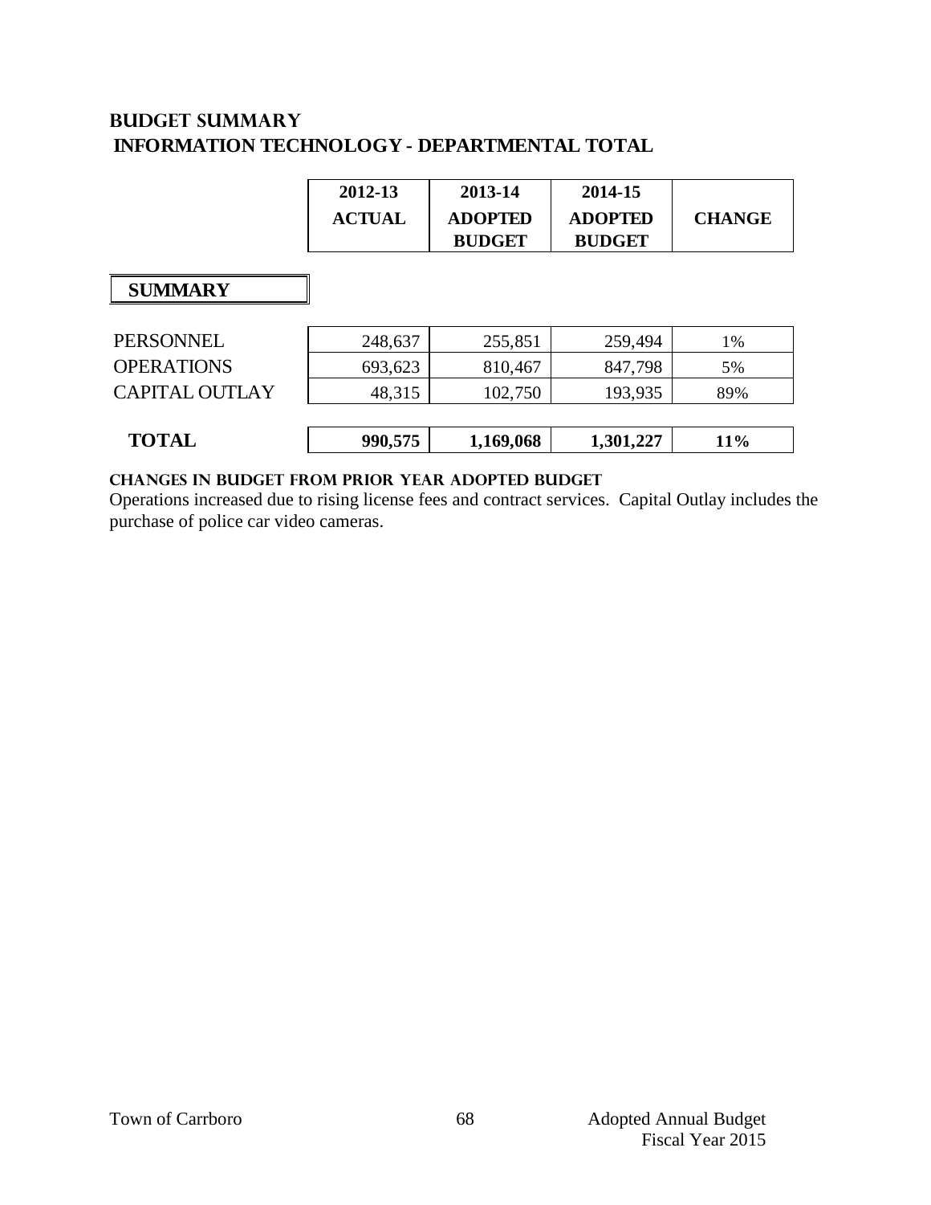# BUDGET SUMMARY
## INFORMATION TECHNOLOGY - DEPARTMENTAL TOTAL

| | 2012-13 ACTUAL | 2013-14 ADOPTED BUDGET | 2014-15 ADOPTED BUDGET | CHANGE |
|---|---|---|---|---|
| **SUMMARY** | | | | |
| PERSONNEL | 248,637 | 255,851 | 259,494 | 1% |
| OPERATIONS | 693,623 | 810,467 | 847,798 | 5% |
| CAPITAL OUTLAY | 48,315 | 102,750 | 193,935 | 89% |
| **TOTAL** | **990,575** | **1,169,068** | **1,301,227** | **11%** |

**CHANGES IN BUDGET FROM PRIOR YEAR ADOPTED BUDGET**

Operations increased due to rising license fees and contract services. Capital Outlay includes the purchase of police car video cameras.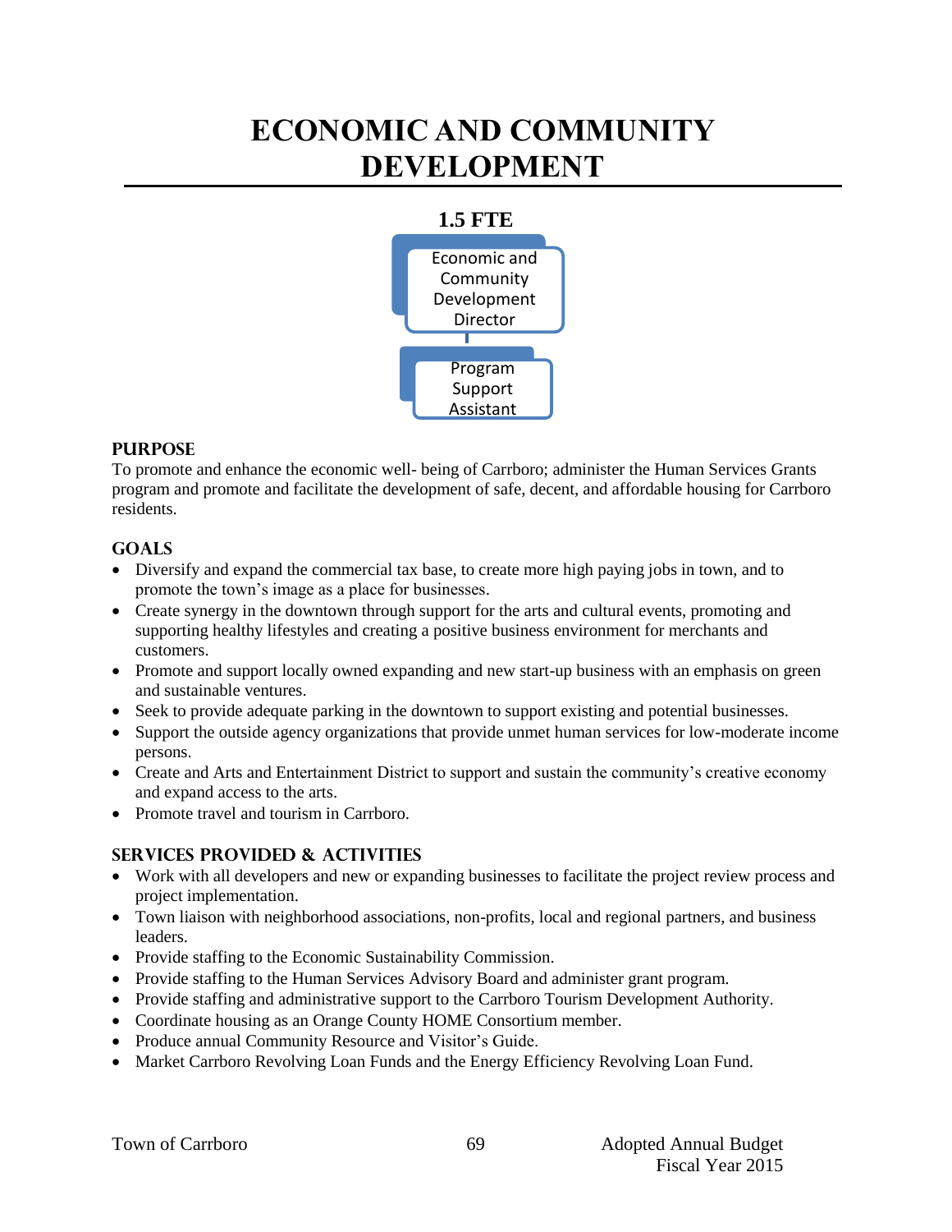# ECONOMIC AND COMMUNITY DEVELOPMENT

**1.5 FTE**

Economic and Community Development Director

Program Support Assistant

## PURPOSE

To promote and enhance the economic well- being of Carrboro; administer the Human Services Grants program and promote and facilitate the development of safe, decent, and affordable housing for Carrboro residents.

## GOALS

- Diversify and expand the commercial tax base, to create more high paying jobs in town, and to promote the town's image as a place for businesses.
- Create synergy in the downtown through support for the arts and cultural events, promoting and supporting healthy lifestyles and creating a positive business environment for merchants and customers.
- Promote and support locally owned expanding and new start-up business with an emphasis on green and sustainable ventures.
- Seek to provide adequate parking in the downtown to support existing and potential businesses.
- Support the outside agency organizations that provide unmet human services for low-moderate income persons.
- Create and Arts and Entertainment District to support and sustain the community's creative economy and expand access to the arts.
- Promote travel and tourism in Carrboro.

## SERVICES PROVIDED & ACTIVITIES

- Work with all developers and new or expanding businesses to facilitate the project review process and project implementation.
- Town liaison with neighborhood associations, non-profits, local and regional partners, and business leaders.
- Provide staffing to the Economic Sustainability Commission.
- Provide staffing to the Human Services Advisory Board and administer grant program.
- Provide staffing and administrative support to the Carrboro Tourism Development Authority.
- Coordinate housing as an Orange County HOME Consortium member.
- Produce annual Community Resource and Visitor's Guide.
- Market Carrboro Revolving Loan Funds and the Energy Efficiency Revolving Loan Fund.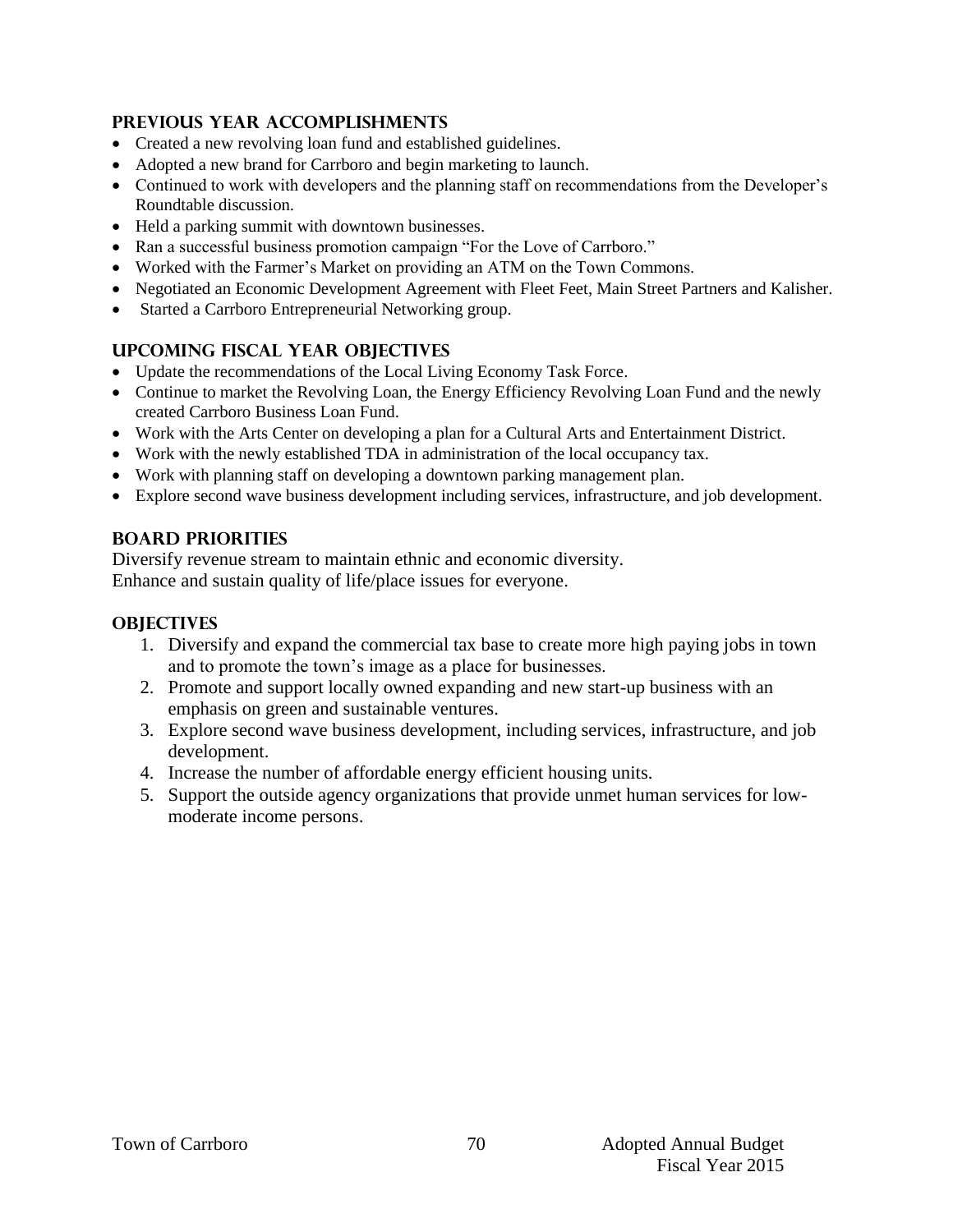## PREVIOUS YEAR ACCOMPLISHMENTS

- Created a new revolving loan fund and established guidelines.
- Adopted a new brand for Carrboro and begin marketing to launch.
- Continued to work with developers and the planning staff on recommendations from the Developer's Roundtable discussion.
- Held a parking summit with downtown businesses.
- Ran a successful business promotion campaign "For the Love of Carrboro."
- Worked with the Farmer's Market on providing an ATM on the Town Commons.
- Negotiated an Economic Development Agreement with Fleet Feet, Main Street Partners and Kalisher.
- Started a Carrboro Entrepreneurial Networking group.

## UPCOMING FISCAL YEAR OBJECTIVES

- Update the recommendations of the Local Living Economy Task Force.
- Continue to market the Revolving Loan, the Energy Efficiency Revolving Loan Fund and the newly created Carrboro Business Loan Fund.
- Work with the Arts Center on developing a plan for a Cultural Arts and Entertainment District.
- Work with the newly established TDA in administration of the local occupancy tax.
- Work with planning staff on developing a downtown parking management plan.
- Explore second wave business development including services, infrastructure, and job development.

## BOARD PRIORITIES

Diversify revenue stream to maintain ethnic and economic diversity.
Enhance and sustain quality of life/place issues for everyone.

## OBJECTIVES

1. Diversify and expand the commercial tax base to create more high paying jobs in town and to promote the town's image as a place for businesses.
2. Promote and support locally owned expanding and new start-up business with an emphasis on green and sustainable ventures.
3. Explore second wave business development, including services, infrastructure, and job development.
4. Increase the number of affordable energy efficient housing units.
5. Support the outside agency organizations that provide unmet human services for low-moderate income persons.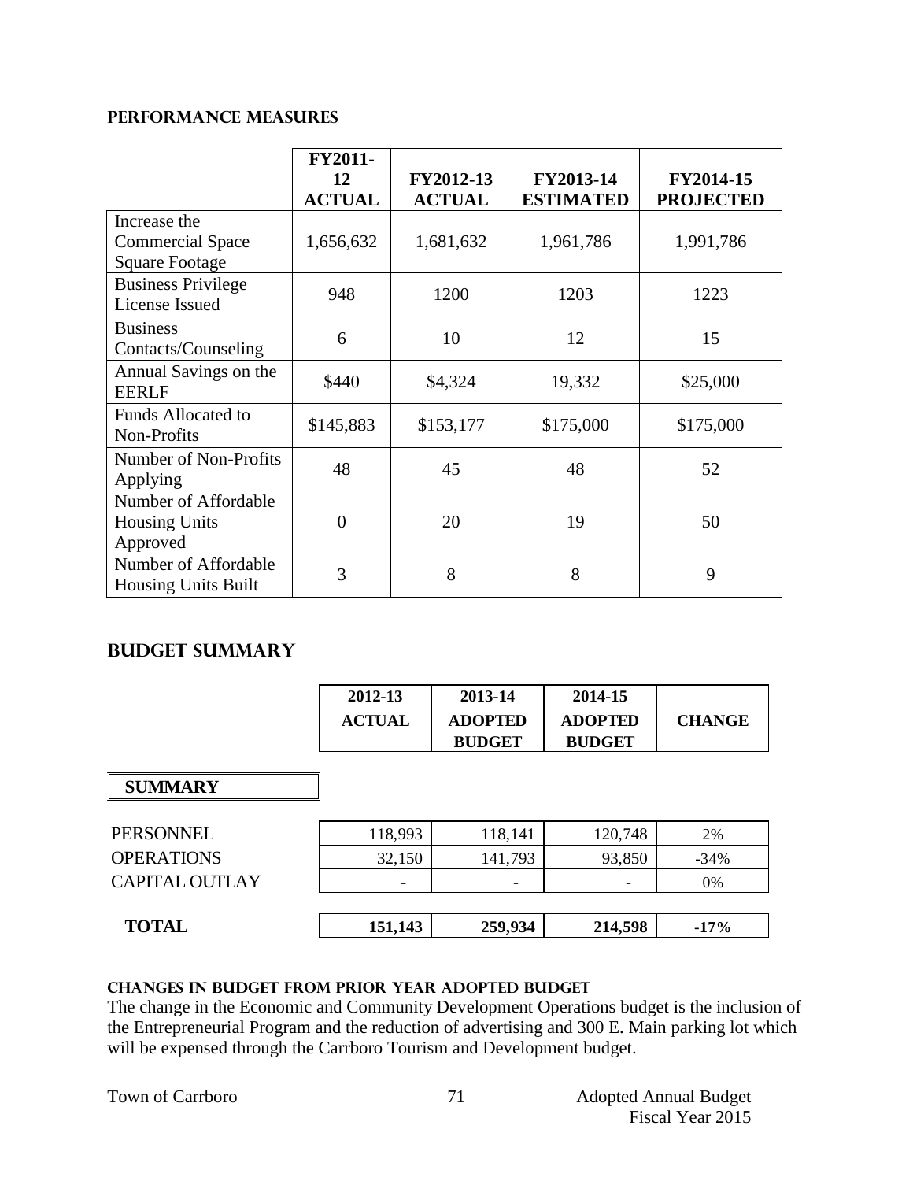## PERFORMANCE MEASURES

| | FY2011-12 ACTUAL | FY2012-13 ACTUAL | FY2013-14 ESTIMATED | FY2014-15 PROJECTED |
|---|---|---|---|---|
| Increase the Commercial Space Square Footage | 1,656,632 | 1,681,632 | 1,961,786 | 1,991,786 |
| Business Privilege License Issued | 948 | 1200 | 1203 | 1223 |
| Business Contacts/Counseling | 6 | 10 | 12 | 15 |
| Annual Savings on the EERLF | $440 | $4,324 | 19,332 | $25,000 |
| Funds Allocated to Non-Profits | $145,883 | $153,177 | $175,000 | $175,000 |
| Number of Non-Profits Applying | 48 | 45 | 48 | 52 |
| Number of Affordable Housing Units Approved | 0 | 20 | 19 | 50 |
| Number of Affordable Housing Units Built | 3 | 8 | 8 | 9 |

## BUDGET SUMMARY

| | 2012-13 ACTUAL | 2013-14 ADOPTED BUDGET | 2014-15 ADOPTED BUDGET | CHANGE |
|---|---|---|---|---|
| **SUMMARY** | | | | |
| PERSONNEL | 118,993 | 118,141 | 120,748 | 2% |
| OPERATIONS | 32,150 | 141,793 | 93,850 | -34% |
| CAPITAL OUTLAY | - | - | - | 0% |
| **TOTAL** | **151,143** | **259,934** | **214,598** | **-17%** |

### CHANGES IN BUDGET FROM PRIOR YEAR ADOPTED BUDGET

The change in the Economic and Community Development Operations budget is the inclusion of the Entrepreneurial Program and the reduction of advertising and 300 E. Main parking lot which will be expensed through the Carrboro Tourism and Development budget.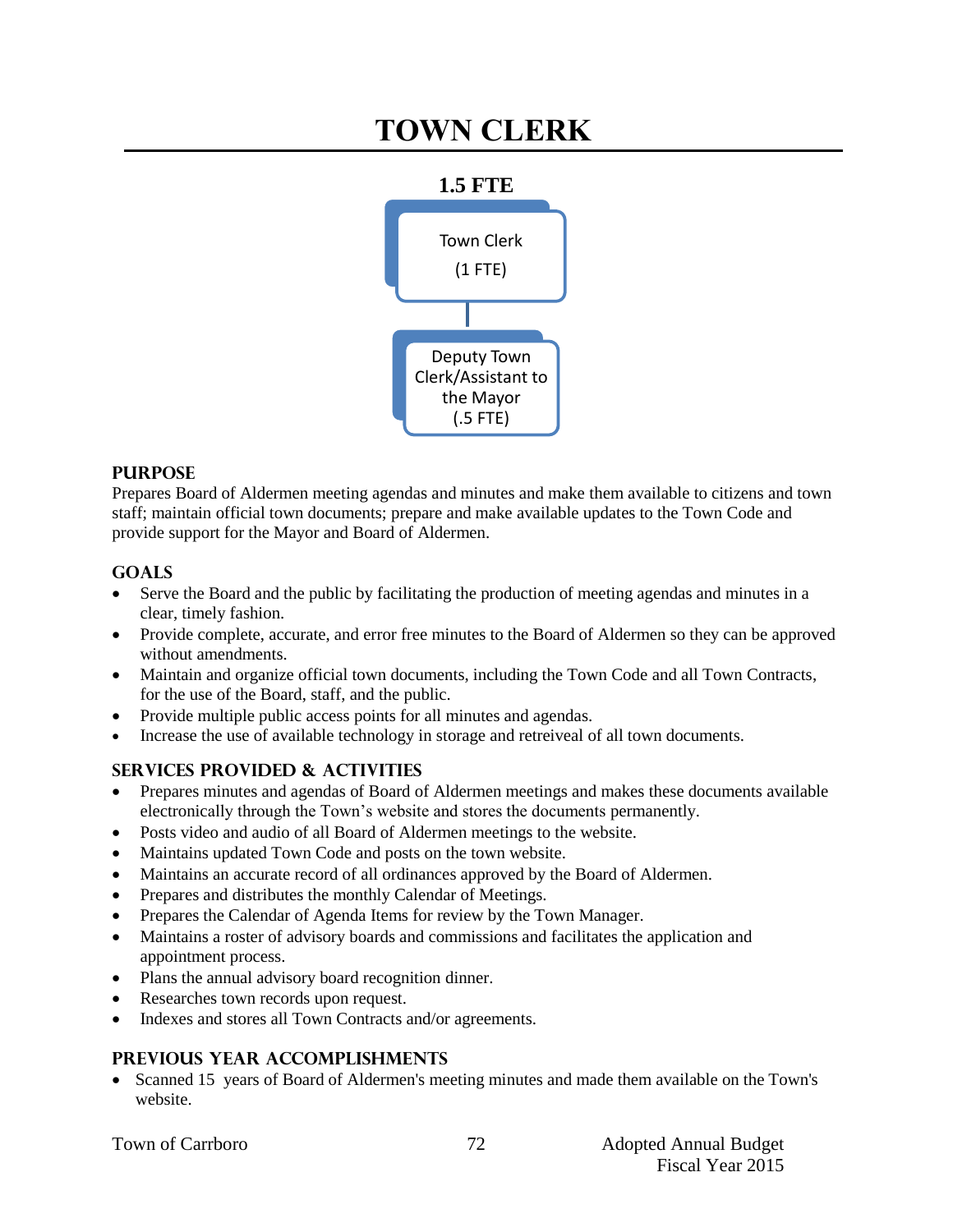# TOWN CLERK

**1.5 FTE**

Town Clerk
(1 FTE)

Deputy Town Clerk/Assistant to the Mayor
(.5 FTE)

## PURPOSE

Prepares Board of Aldermen meeting agendas and minutes and make them available to citizens and town staff; maintain official town documents; prepare and make available updates to the Town Code and provide support for the Mayor and Board of Aldermen.

## GOALS

- Serve the Board and the public by facilitating the production of meeting agendas and minutes in a clear, timely fashion.
- Provide complete, accurate, and error free minutes to the Board of Aldermen so they can be approved without amendments.
- Maintain and organize official town documents, including the Town Code and all Town Contracts, for the use of the Board, staff, and the public.
- Provide multiple public access points for all minutes and agendas.
- Increase the use of available technology in storage and retreiveal of all town documents.

## SERVICES PROVIDED & ACTIVITIES

- Prepares minutes and agendas of Board of Aldermen meetings and makes these documents available electronically through the Town's website and stores the documents permanently.
- Posts video and audio of all Board of Aldermen meetings to the website.
- Maintains updated Town Code and posts on the town website.
- Maintains an accurate record of all ordinances approved by the Board of Aldermen.
- Prepares and distributes the monthly Calendar of Meetings.
- Prepares the Calendar of Agenda Items for review by the Town Manager.
- Maintains a roster of advisory boards and commissions and facilitates the application and appointment process.
- Plans the annual advisory board recognition dinner.
- Researches town records upon request.
- Indexes and stores all Town Contracts and/or agreements.

## PREVIOUS YEAR ACCOMPLISHMENTS

- Scanned 15 years of Board of Aldermen's meeting minutes and made them available on the Town's website.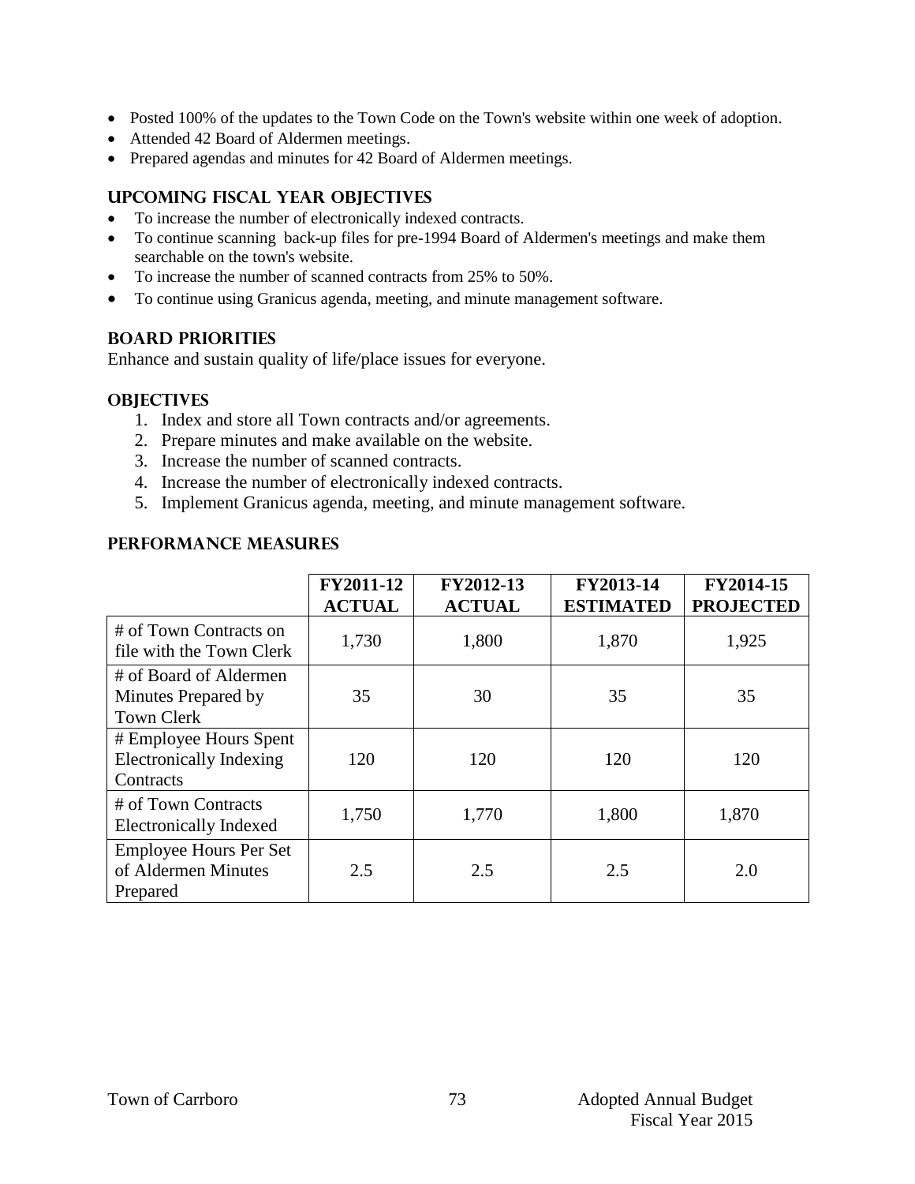- Posted 100% of the updates to the Town Code on the Town's website within one week of adoption.
- Attended 42 Board of Aldermen meetings.
- Prepared agendas and minutes for 42 Board of Aldermen meetings.

## UPCOMING FISCAL YEAR OBJECTIVES

- To increase the number of electronically indexed contracts.
- To continue scanning back-up files for pre-1994 Board of Aldermen's meetings and make them searchable on the town's website.
- To increase the number of scanned contracts from 25% to 50%.
- To continue using Granicus agenda, meeting, and minute management software.

## BOARD PRIORITIES

Enhance and sustain quality of life/place issues for everyone.

## OBJECTIVES

1. Index and store all Town contracts and/or agreements.
2. Prepare minutes and make available on the website.
3. Increase the number of scanned contracts.
4. Increase the number of electronically indexed contracts.
5. Implement Granicus agenda, meeting, and minute management software.

## PERFORMANCE MEASURES

| | FY2011-12 ACTUAL | FY2012-13 ACTUAL | FY2013-14 ESTIMATED | FY2014-15 PROJECTED |
|---|---|---|---|---|
| # of Town Contracts on file with the Town Clerk | 1,730 | 1,800 | 1,870 | 1,925 |
| # of Board of Aldermen Minutes Prepared by Town Clerk | 35 | 30 | 35 | 35 |
| # Employee Hours Spent Electronically Indexing Contracts | 120 | 120 | 120 | 120 |
| # of Town Contracts Electronically Indexed | 1,750 | 1,770 | 1,800 | 1,870 |
| Employee Hours Per Set of Aldermen Minutes Prepared | 2.5 | 2.5 | 2.5 | 2.0 |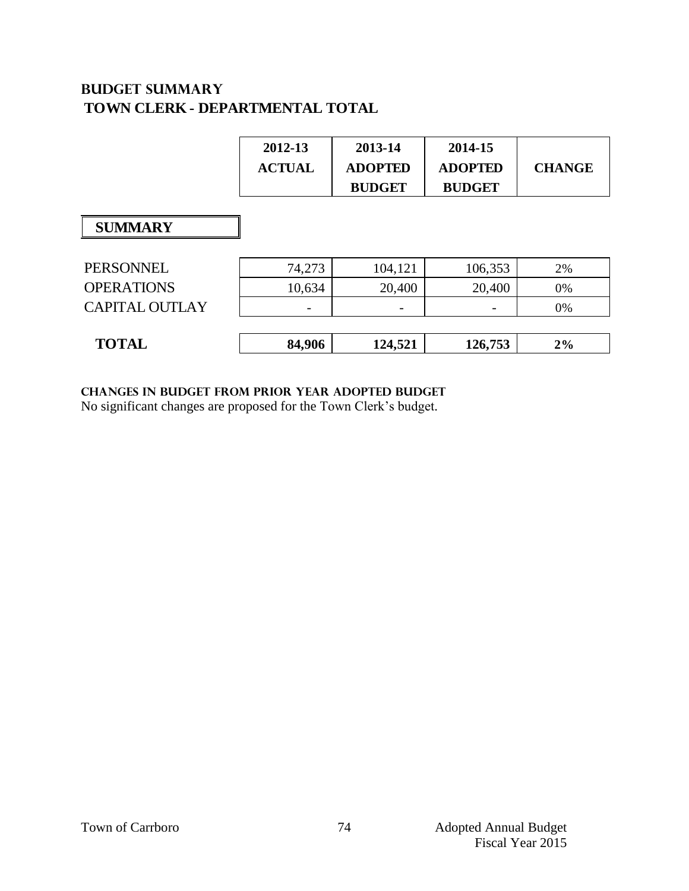## BUDGET SUMMARY
## TOWN CLERK - DEPARTMENTAL TOTAL

| SUMMARY | 2012-13 ACTUAL | 2013-14 ADOPTED BUDGET | 2014-15 ADOPTED BUDGET | CHANGE |
|---|---|---|---|---|
| PERSONNEL | 74,273 | 104,121 | 106,353 | 2% |
| OPERATIONS | 10,634 | 20,400 | 20,400 | 0% |
| CAPITAL OUTLAY | - | - | - | 0% |
| **TOTAL** | **84,906** | **124,521** | **126,753** | **2%** |

**CHANGES IN BUDGET FROM PRIOR YEAR ADOPTED BUDGET**

No significant changes are proposed for the Town Clerk's budget.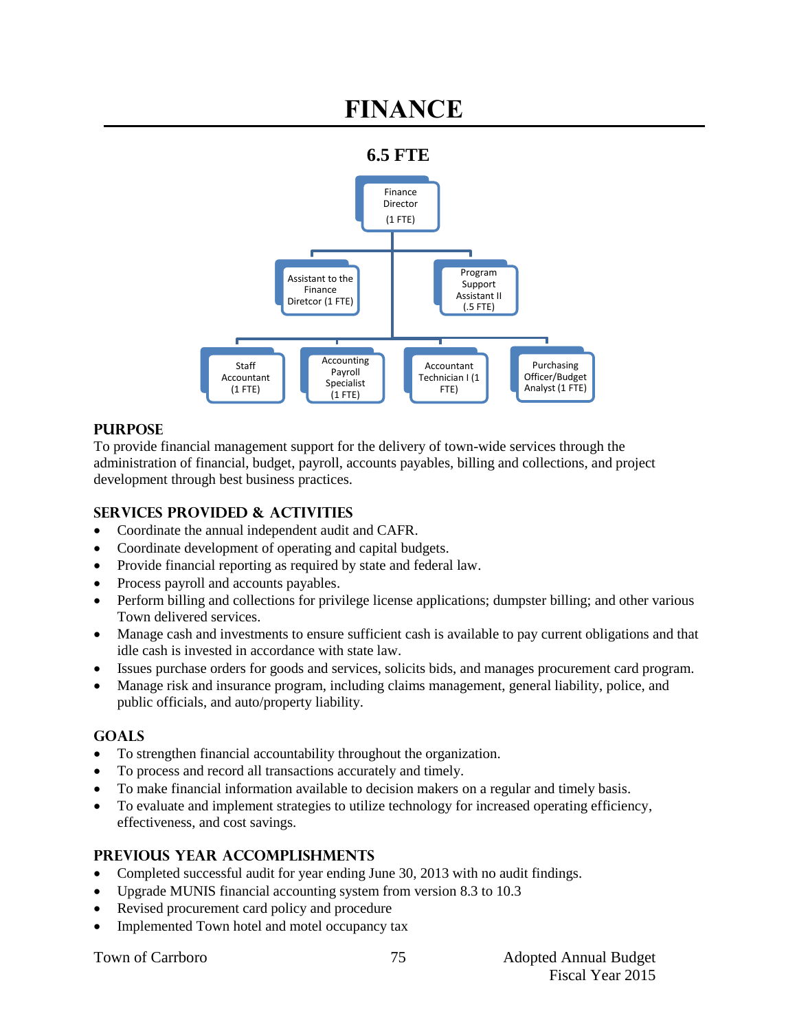# FINANCE

**6.5 FTE**

Finance Director (1 FTE)

Assistant to the Finance Diretcor (1 FTE)

Program Support Assistant II (.5 FTE)

Staff Accountant (1 FTE)

Accounting Payroll Specialist (1 FTE)

Accountant Technician I (1 FTE)

Purchasing Officer/Budget Analyst (1 FTE)

## PURPOSE

To provide financial management support for the delivery of town-wide services through the administration of financial, budget, payroll, accounts payables, billing and collections, and project development through best business practices.

## SERVICES PROVIDED & ACTIVITIES

- Coordinate the annual independent audit and CAFR.
- Coordinate development of operating and capital budgets.
- Provide financial reporting as required by state and federal law.
- Process payroll and accounts payables.
- Perform billing and collections for privilege license applications; dumpster billing; and other various Town delivered services.
- Manage cash and investments to ensure sufficient cash is available to pay current obligations and that idle cash is invested in accordance with state law.
- Issues purchase orders for goods and services, solicits bids, and manages procurement card program.
- Manage risk and insurance program, including claims management, general liability, police, and public officials, and auto/property liability.

## GOALS

- To strengthen financial accountability throughout the organization.
- To process and record all transactions accurately and timely.
- To make financial information available to decision makers on a regular and timely basis.
- To evaluate and implement strategies to utilize technology for increased operating efficiency, effectiveness, and cost savings.

## PREVIOUS YEAR ACCOMPLISHMENTS

- Completed successful audit for year ending June 30, 2013 with no audit findings.
- Upgrade MUNIS financial accounting system from version 8.3 to 10.3
- Revised procurement card policy and procedure
- Implemented Town hotel and motel occupancy tax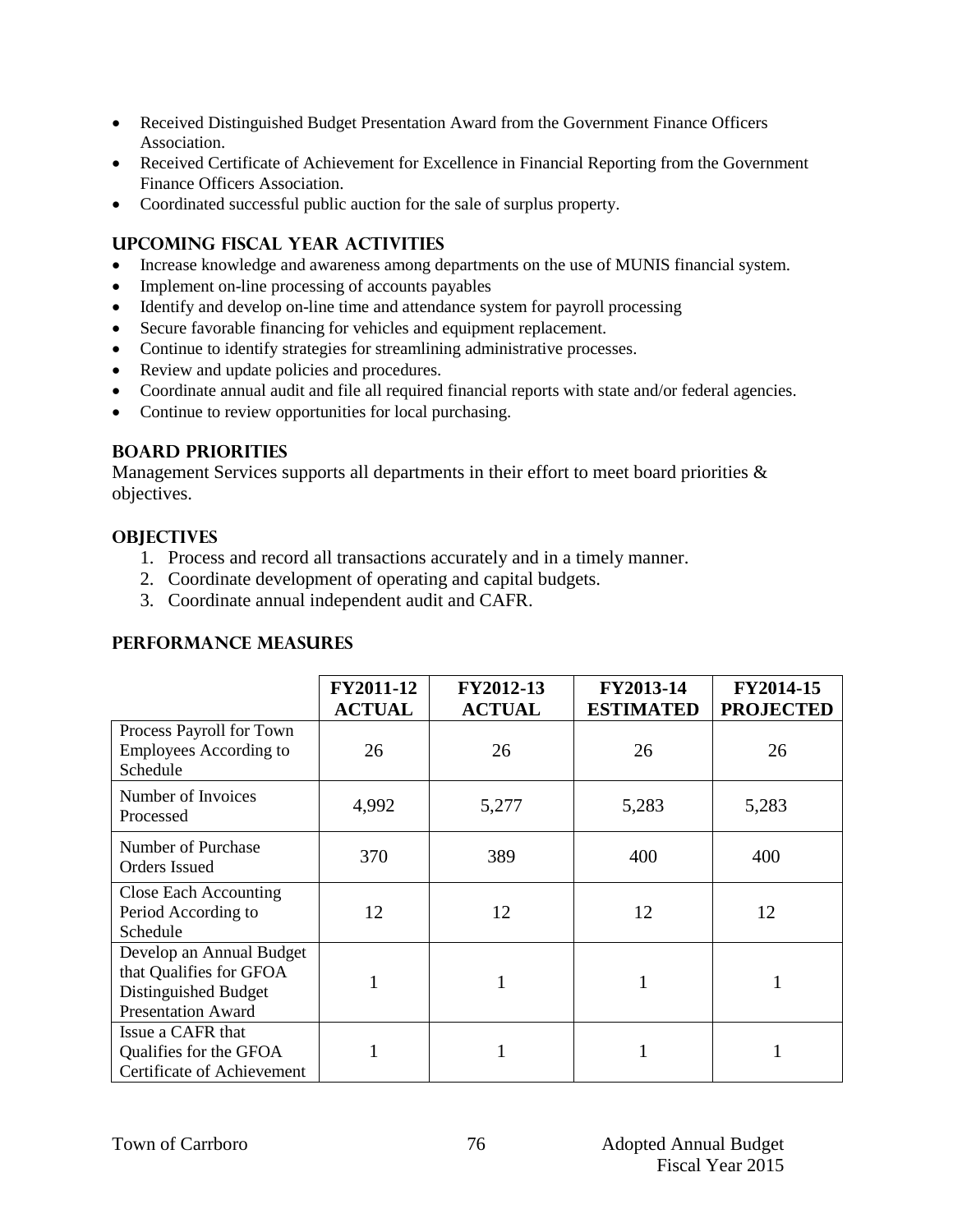- Received Distinguished Budget Presentation Award from the Government Finance Officers Association.
- Received Certificate of Achievement for Excellence in Financial Reporting from the Government Finance Officers Association.
- Coordinated successful public auction for the sale of surplus property.

## UPCOMING FISCAL YEAR ACTIVITIES

- Increase knowledge and awareness among departments on the use of MUNIS financial system.
- Implement on-line processing of accounts payables
- Identify and develop on-line time and attendance system for payroll processing
- Secure favorable financing for vehicles and equipment replacement.
- Continue to identify strategies for streamlining administrative processes.
- Review and update policies and procedures.
- Coordinate annual audit and file all required financial reports with state and/or federal agencies.
- Continue to review opportunities for local purchasing.

## BOARD PRIORITIES

Management Services supports all departments in their effort to meet board priorities & objectives.

## OBJECTIVES

1. Process and record all transactions accurately and in a timely manner.
2. Coordinate development of operating and capital budgets.
3. Coordinate annual independent audit and CAFR.

## PERFORMANCE MEASURES

| | FY2011-12 ACTUAL | FY2012-13 ACTUAL | FY2013-14 ESTIMATED | FY2014-15 PROJECTED |
|---|---|---|---|---|
| Process Payroll for Town Employees According to Schedule | 26 | 26 | 26 | 26 |
| Number of Invoices Processed | 4,992 | 5,277 | 5,283 | 5,283 |
| Number of Purchase Orders Issued | 370 | 389 | 400 | 400 |
| Close Each Accounting Period According to Schedule | 12 | 12 | 12 | 12 |
| Develop an Annual Budget that Qualifies for GFOA Distinguished Budget Presentation Award | 1 | 1 | 1 | 1 |
| Issue a CAFR that Qualifies for the GFOA Certificate of Achievement | 1 | 1 | 1 | 1 |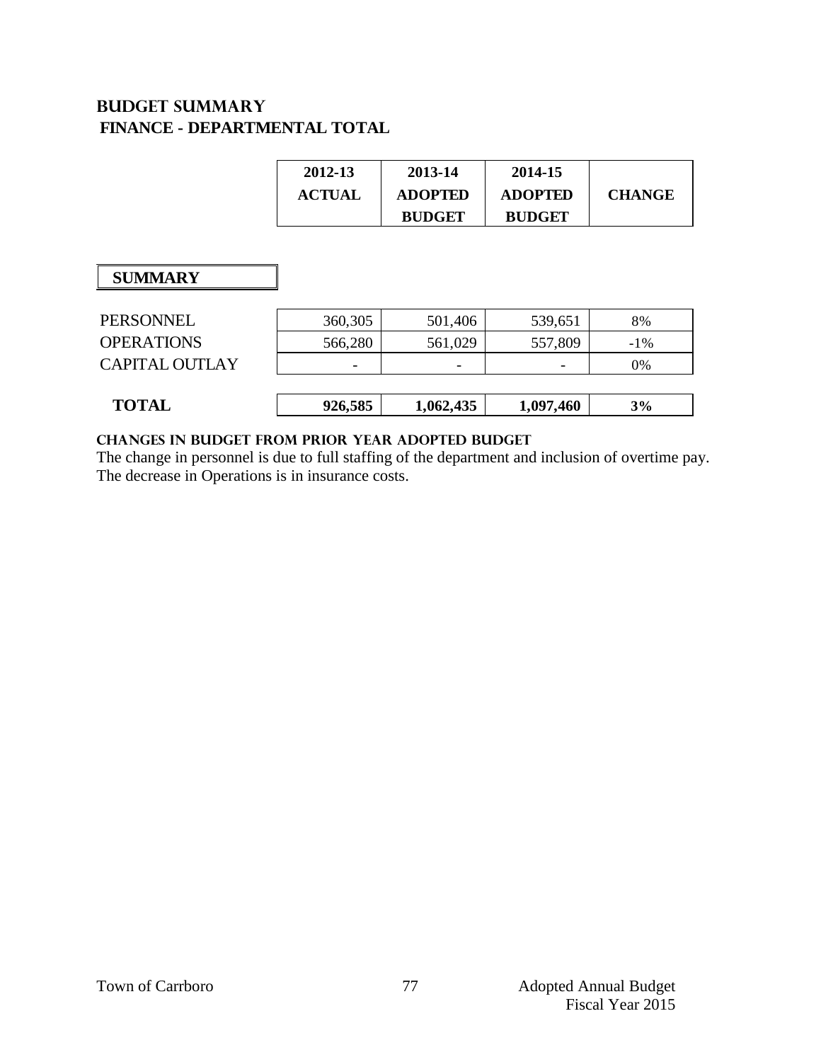## BUDGET SUMMARY
### FINANCE - DEPARTMENTAL TOTAL

| | 2012-13 ACTUAL | 2013-14 ADOPTED BUDGET | 2014-15 ADOPTED BUDGET | CHANGE |
|---|---|---|---|---|
| **SUMMARY** | | | | |
| PERSONNEL | 360,305 | 501,406 | 539,651 | 8% |
| OPERATIONS | 566,280 | 561,029 | 557,809 | -1% |
| CAPITAL OUTLAY | - | - | - | 0% |
| **TOTAL** | **926,585** | **1,062,435** | **1,097,460** | **3%** |

**CHANGES IN BUDGET FROM PRIOR YEAR ADOPTED BUDGET**

The change in personnel is due to full staffing of the department and inclusion of overtime pay. The decrease in Operations is in insurance costs.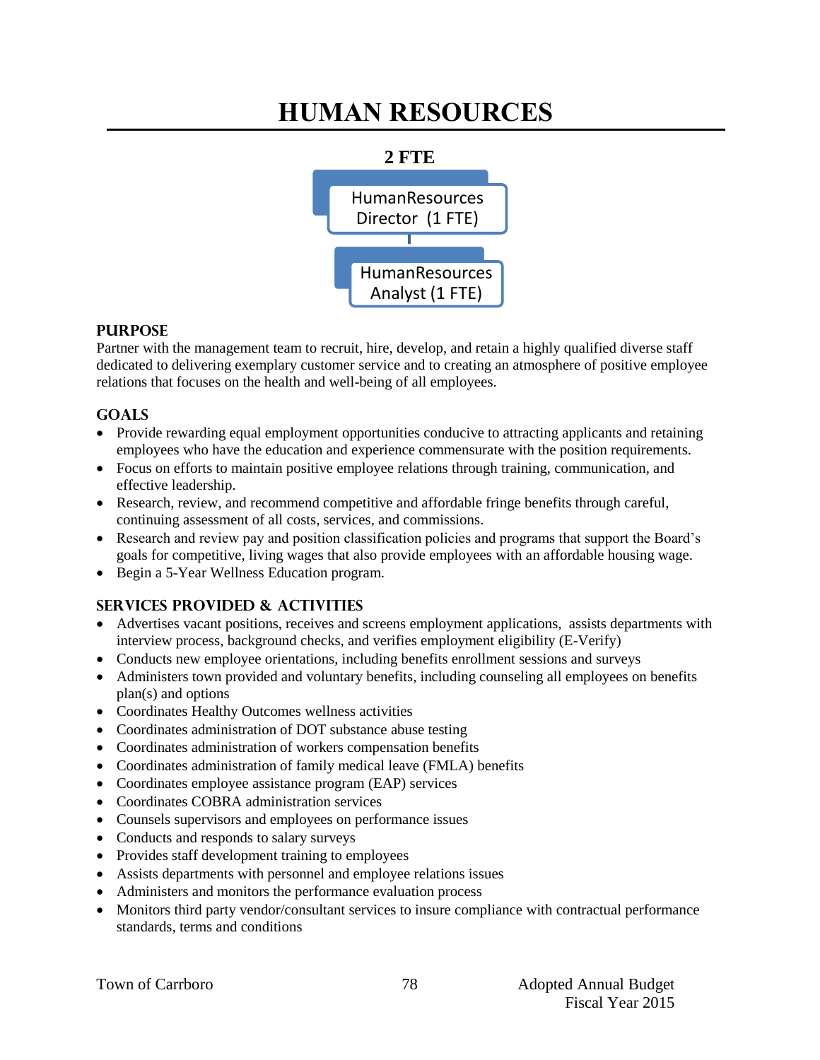# HUMAN RESOURCES

**2 FTE**

HumanResources Director (1 FTE)

HumanResources Analyst (1 FTE)

## PURPOSE

Partner with the management team to recruit, hire, develop, and retain a highly qualified diverse staff dedicated to delivering exemplary customer service and to creating an atmosphere of positive employee relations that focuses on the health and well-being of all employees.

## GOALS

- Provide rewarding equal employment opportunities conducive to attracting applicants and retaining employees who have the education and experience commensurate with the position requirements.
- Focus on efforts to maintain positive employee relations through training, communication, and effective leadership.
- Research, review, and recommend competitive and affordable fringe benefits through careful, continuing assessment of all costs, services, and commissions.
- Research and review pay and position classification policies and programs that support the Board's goals for competitive, living wages that also provide employees with an affordable housing wage.
- Begin a 5-Year Wellness Education program.

## SERVICES PROVIDED & ACTIVITIES

- Advertises vacant positions, receives and screens employment applications, assists departments with interview process, background checks, and verifies employment eligibility (E-Verify)
- Conducts new employee orientations, including benefits enrollment sessions and surveys
- Administers town provided and voluntary benefits, including counseling all employees on benefits plan(s) and options
- Coordinates Healthy Outcomes wellness activities
- Coordinates administration of DOT substance abuse testing
- Coordinates administration of workers compensation benefits
- Coordinates administration of family medical leave (FMLA) benefits
- Coordinates employee assistance program (EAP) services
- Coordinates COBRA administration services
- Counsels supervisors and employees on performance issues
- Conducts and responds to salary surveys
- Provides staff development training to employees
- Assists departments with personnel and employee relations issues
- Administers and monitors the performance evaluation process
- Monitors third party vendor/consultant services to insure compliance with contractual performance standards, terms and conditions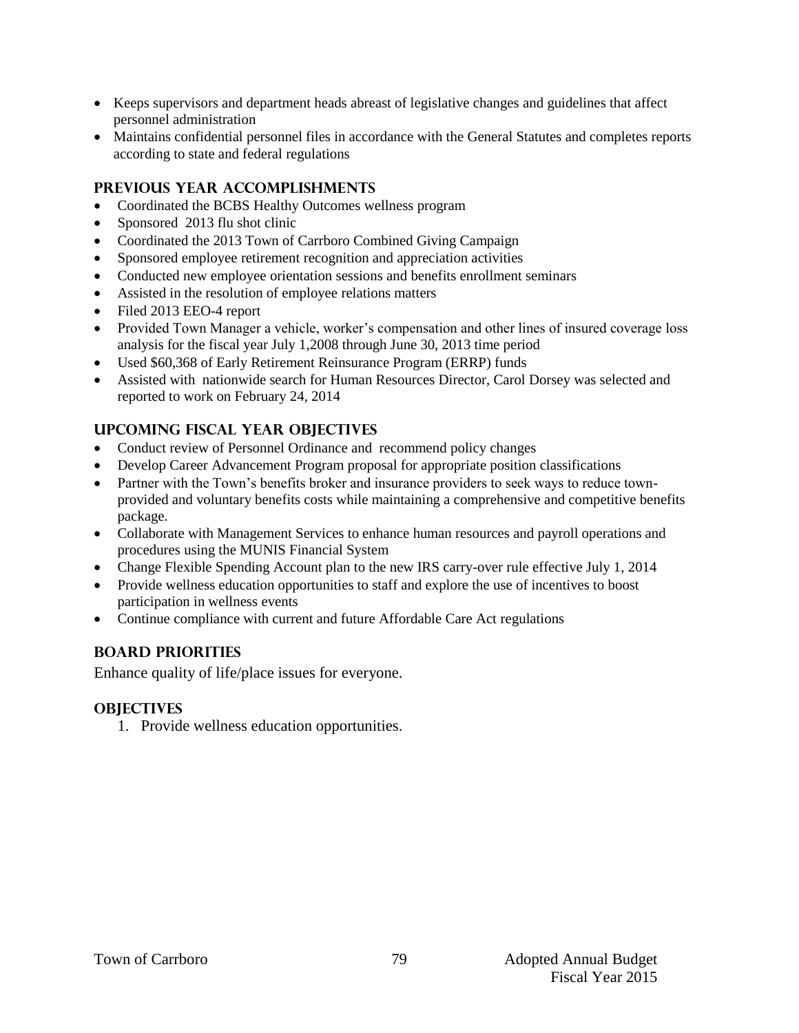- Keeps supervisors and department heads abreast of legislative changes and guidelines that affect personnel administration
- Maintains confidential personnel files in accordance with the General Statutes and completes reports according to state and federal regulations

## PREVIOUS YEAR ACCOMPLISHMENTS

- Coordinated the BCBS Healthy Outcomes wellness program
- Sponsored 2013 flu shot clinic
- Coordinated the 2013 Town of Carrboro Combined Giving Campaign
- Sponsored employee retirement recognition and appreciation activities
- Conducted new employee orientation sessions and benefits enrollment seminars
- Assisted in the resolution of employee relations matters
- Filed 2013 EEO-4 report
- Provided Town Manager a vehicle, worker's compensation and other lines of insured coverage loss analysis for the fiscal year July 1,2008 through June 30, 2013 time period
- Used $60,368 of Early Retirement Reinsurance Program (ERRP) funds
- Assisted with nationwide search for Human Resources Director, Carol Dorsey was selected and reported to work on February 24, 2014

## UPCOMING FISCAL YEAR OBJECTIVES

- Conduct review of Personnel Ordinance and recommend policy changes
- Develop Career Advancement Program proposal for appropriate position classifications
- Partner with the Town's benefits broker and insurance providers to seek ways to reduce town-provided and voluntary benefits costs while maintaining a comprehensive and competitive benefits package.
- Collaborate with Management Services to enhance human resources and payroll operations and procedures using the MUNIS Financial System
- Change Flexible Spending Account plan to the new IRS carry-over rule effective July 1, 2014
- Provide wellness education opportunities to staff and explore the use of incentives to boost participation in wellness events
- Continue compliance with current and future Affordable Care Act regulations

## BOARD PRIORITIES

Enhance quality of life/place issues for everyone.

## OBJECTIVES

1. Provide wellness education opportunities.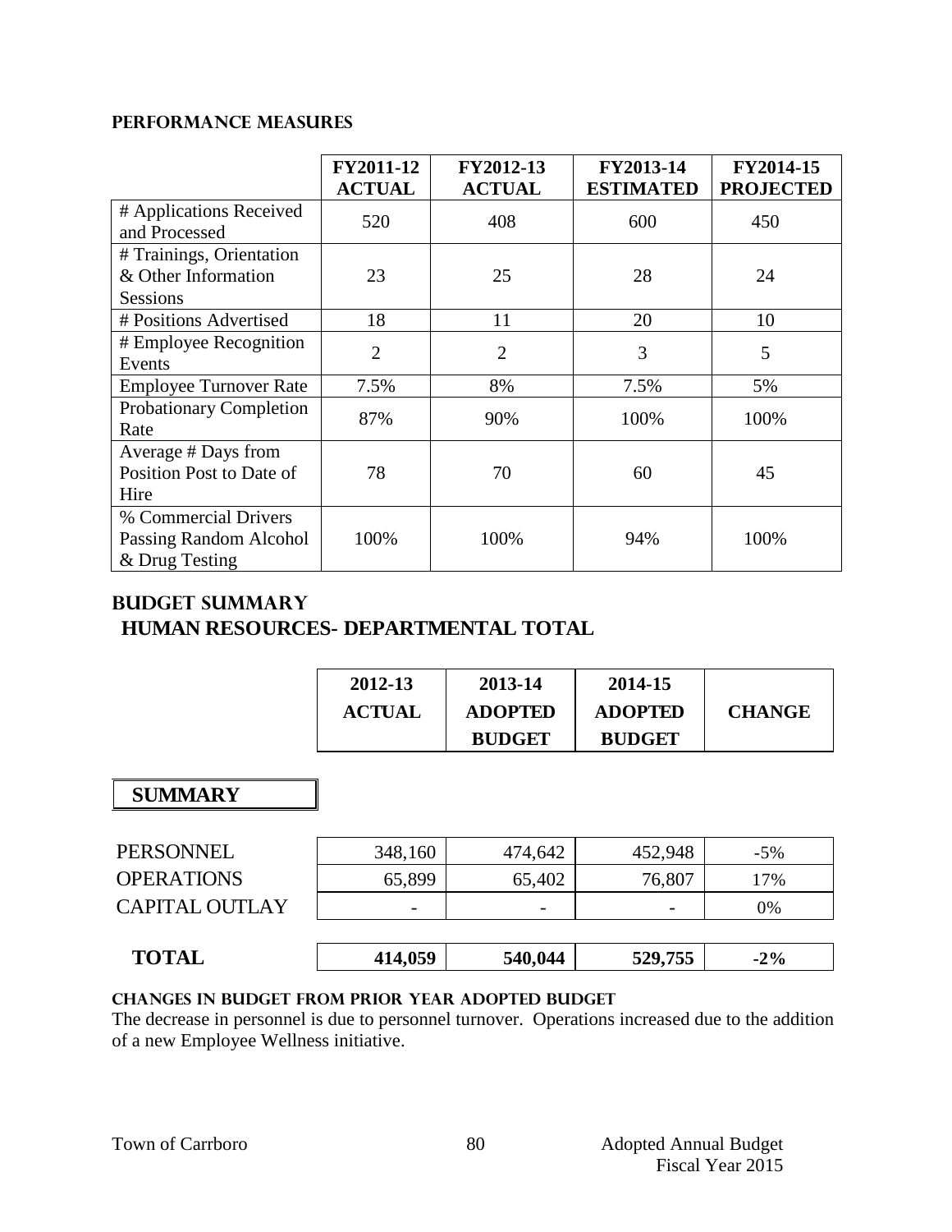## PERFORMANCE MEASURES

| | FY2011-12 ACTUAL | FY2012-13 ACTUAL | FY2013-14 ESTIMATED | FY2014-15 PROJECTED |
|---|---|---|---|---|
| # Applications Received and Processed | 520 | 408 | 600 | 450 |
| # Trainings, Orientation & Other Information Sessions | 23 | 25 | 28 | 24 |
| # Positions Advertised | 18 | 11 | 20 | 10 |
| # Employee Recognition Events | 2 | 2 | 3 | 5 |
| Employee Turnover Rate | 7.5% | 8% | 7.5% | 5% |
| Probationary Completion Rate | 87% | 90% | 100% | 100% |
| Average # Days from Position Post to Date of Hire | 78 | 70 | 60 | 45 |
| % Commercial Drivers Passing Random Alcohol & Drug Testing | 100% | 100% | 94% | 100% |

## BUDGET SUMMARY

### HUMAN RESOURCES- DEPARTMENTAL TOTAL

| SUMMARY | 2012-13 ACTUAL | 2013-14 ADOPTED BUDGET | 2014-15 ADOPTED BUDGET | CHANGE |
|---|---|---|---|---|
| PERSONNEL | 348,160 | 474,642 | 452,948 | -5% |
| OPERATIONS | 65,899 | 65,402 | 76,807 | 17% |
| CAPITAL OUTLAY | - | - | - | 0% |
| **TOTAL** | **414,059** | **540,044** | **529,755** | **-2%** |

#### CHANGES IN BUDGET FROM PRIOR YEAR ADOPTED BUDGET

The decrease in personnel is due to personnel turnover. Operations increased due to the addition of a new Employee Wellness initiative.